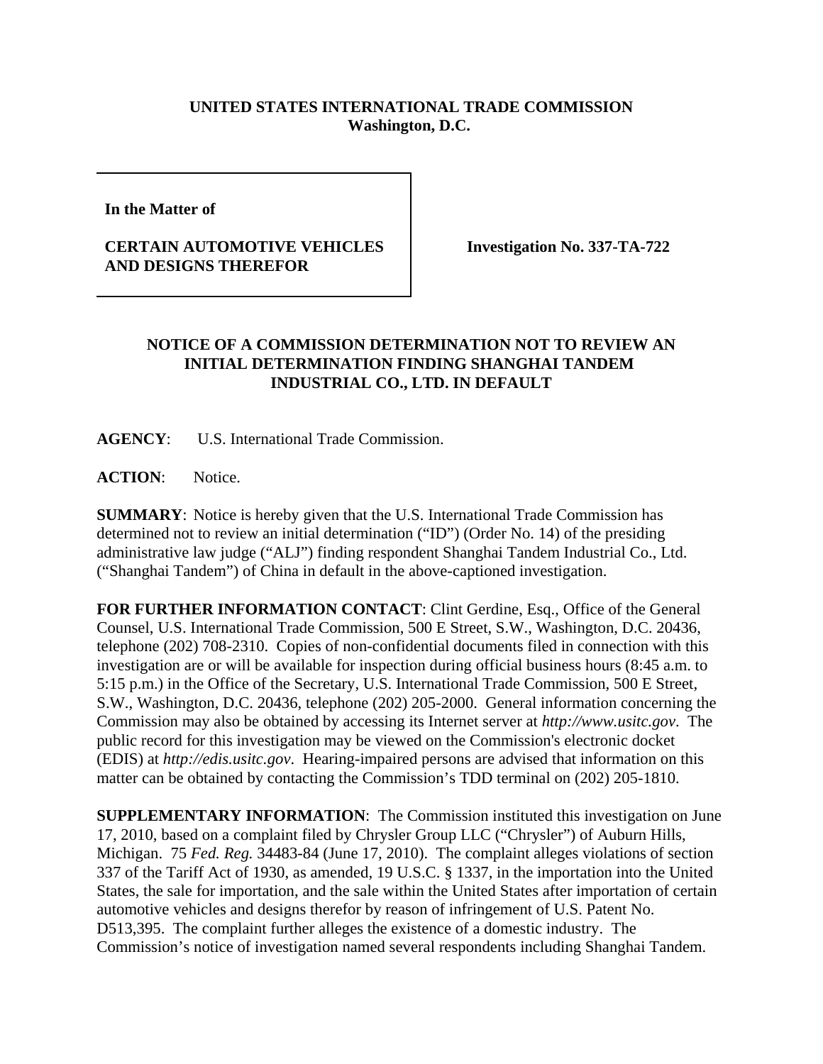**UNITED STATES INTERNATIONAL TRADE COMMISSION**
**Washington, D.C.**

**In the Matter of**

**CERTAIN AUTOMOTIVE VEHICLES AND DESIGNS THEREFOR**

**Investigation No. 337-TA-722**

## NOTICE OF A COMMISSION DETERMINATION NOT TO REVIEW AN INITIAL DETERMINATION FINDING SHANGHAI TANDEM INDUSTRIAL CO., LTD. IN DEFAULT

**AGENCY**: U.S. International Trade Commission.

**ACTION**: Notice.

**SUMMARY**: Notice is hereby given that the U.S. International Trade Commission has determined not to review an initial determination ("ID") (Order No. 14) of the presiding administrative law judge ("ALJ") finding respondent Shanghai Tandem Industrial Co., Ltd. ("Shanghai Tandem") of China in default in the above-captioned investigation.

**FOR FURTHER INFORMATION CONTACT**: Clint Gerdine, Esq., Office of the General Counsel, U.S. International Trade Commission, 500 E Street, S.W., Washington, D.C. 20436, telephone (202) 708-2310. Copies of non-confidential documents filed in connection with this investigation are or will be available for inspection during official business hours (8:45 a.m. to 5:15 p.m.) in the Office of the Secretary, U.S. International Trade Commission, 500 E Street, S.W., Washington, D.C. 20436, telephone (202) 205-2000. General information concerning the Commission may also be obtained by accessing its Internet server at *http://www.usitc.gov*. The public record for this investigation may be viewed on the Commission's electronic docket (EDIS) at *http://edis.usitc.gov*. Hearing-impaired persons are advised that information on this matter can be obtained by contacting the Commission's TDD terminal on (202) 205-1810.

**SUPPLEMENTARY INFORMATION**: The Commission instituted this investigation on June 17, 2010, based on a complaint filed by Chrysler Group LLC ("Chrysler") of Auburn Hills, Michigan. 75 *Fed. Reg.* 34483-84 (June 17, 2010). The complaint alleges violations of section 337 of the Tariff Act of 1930, as amended, 19 U.S.C. § 1337, in the importation into the United States, the sale for importation, and the sale within the United States after importation of certain automotive vehicles and designs therefor by reason of infringement of U.S. Patent No. D513,395. The complaint further alleges the existence of a domestic industry. The Commission's notice of investigation named several respondents including Shanghai Tandem.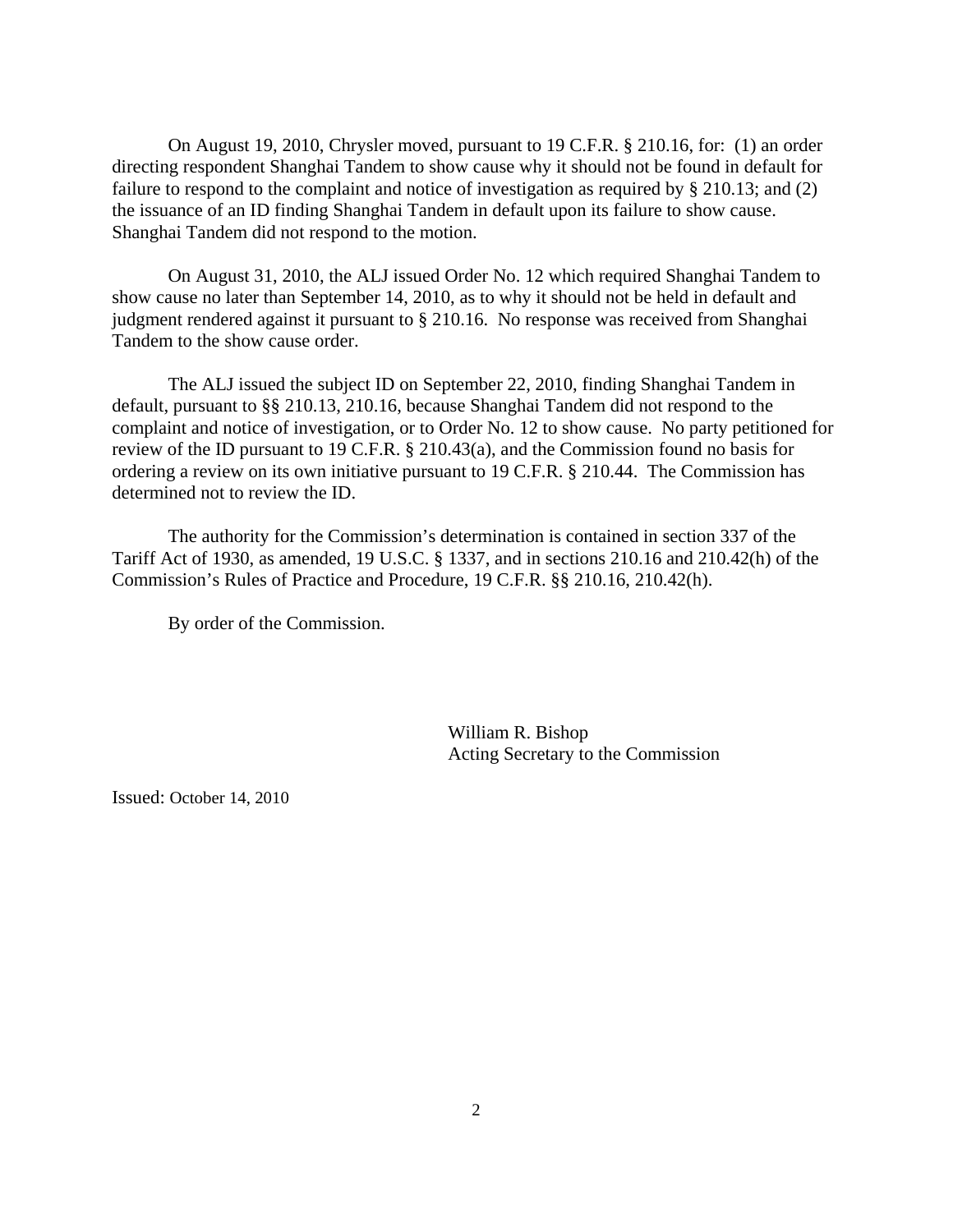On August 19, 2010, Chrysler moved, pursuant to 19 C.F.R. § 210.16, for: (1) an order directing respondent Shanghai Tandem to show cause why it should not be found in default for failure to respond to the complaint and notice of investigation as required by § 210.13; and (2) the issuance of an ID finding Shanghai Tandem in default upon its failure to show cause. Shanghai Tandem did not respond to the motion.

On August 31, 2010, the ALJ issued Order No. 12 which required Shanghai Tandem to show cause no later than September 14, 2010, as to why it should not be held in default and judgment rendered against it pursuant to § 210.16. No response was received from Shanghai Tandem to the show cause order.

The ALJ issued the subject ID on September 22, 2010, finding Shanghai Tandem in default, pursuant to §§ 210.13, 210.16, because Shanghai Tandem did not respond to the complaint and notice of investigation, or to Order No. 12 to show cause. No party petitioned for review of the ID pursuant to 19 C.F.R. § 210.43(a), and the Commission found no basis for ordering a review on its own initiative pursuant to 19 C.F.R. § 210.44. The Commission has determined not to review the ID.

The authority for the Commission's determination is contained in section 337 of the Tariff Act of 1930, as amended, 19 U.S.C. § 1337, and in sections 210.16 and 210.42(h) of the Commission's Rules of Practice and Procedure, 19 C.F.R. §§ 210.16, 210.42(h).

By order of the Commission.

William R. Bishop
Acting Secretary to the Commission

Issued: October 14, 2010